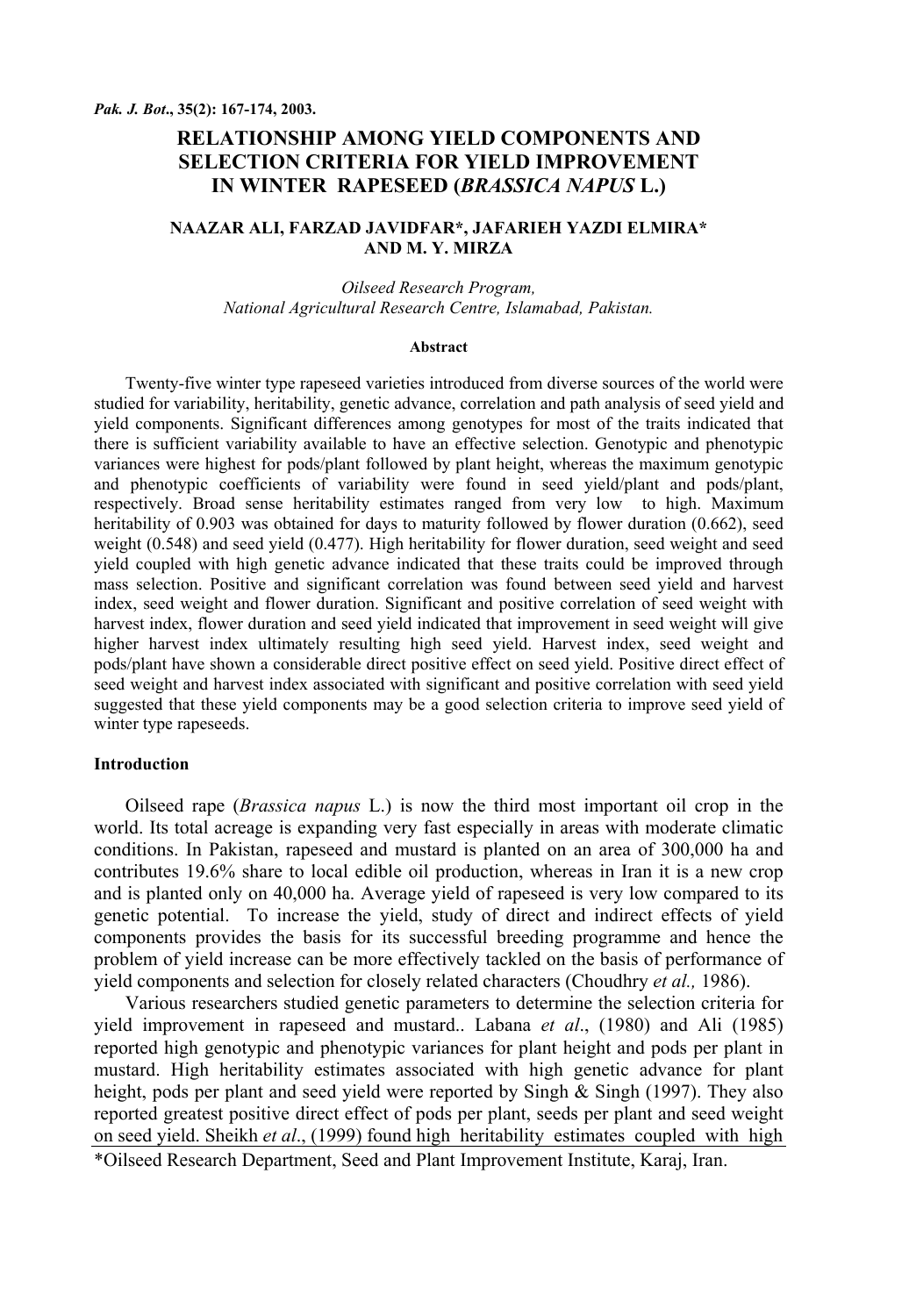# RELATIONSHIP AMONG YIELD COMPONENTS AND SELECTION CRITERIA FOR YIELD IMPROVEMENT IN WINTER RAPESEED (*BRASSICA NAPUS* L.)

**NAAZAR ALI, FARZAD JAVIDFAR*, JAFARIEH YAZDI ELMIRA* AND M. Y. MIRZA**

*Oilseed Research Program,*
*National Agricultural Research Centre, Islamabad, Pakistan.*

### Abstract

Twenty-five winter type rapeseed varieties introduced from diverse sources of the world were studied for variability, heritability, genetic advance, correlation and path analysis of seed yield and yield components. Significant differences among genotypes for most of the traits indicated that there is sufficient variability available to have an effective selection. Genotypic and phenotypic variances were highest for pods/plant followed by plant height, whereas the maximum genotypic and phenotypic coefficients of variability were found in seed yield/plant and pods/plant, respectively. Broad sense heritability estimates ranged from very low to high. Maximum heritability of 0.903 was obtained for days to maturity followed by flower duration (0.662), seed weight (0.548) and seed yield (0.477). High heritability for flower duration, seed weight and seed yield coupled with high genetic advance indicated that these traits could be improved through mass selection. Positive and significant correlation was found between seed yield and harvest index, seed weight and flower duration. Significant and positive correlation of seed weight with harvest index, flower duration and seed yield indicated that improvement in seed weight will give higher harvest index ultimately resulting high seed yield. Harvest index, seed weight and pods/plant have shown a considerable direct positive effect on seed yield. Positive direct effect of seed weight and harvest index associated with significant and positive correlation with seed yield suggested that these yield components may be a good selection criteria to improve seed yield of winter type rapeseeds.

### Introduction

Oilseed rape (*Brassica napus* L.) is now the third most important oil crop in the world. Its total acreage is expanding very fast especially in areas with moderate climatic conditions. In Pakistan, rapeseed and mustard is planted on an area of 300,000 ha and contributes 19.6% share to local edible oil production, whereas in Iran it is a new crop and is planted only on 40,000 ha. Average yield of rapeseed is very low compared to its genetic potential. To increase the yield, study of direct and indirect effects of yield components provides the basis for its successful breeding programme and hence the problem of yield increase can be more effectively tackled on the basis of performance of yield components and selection for closely related characters (Choudhry *et al.,* 1986).

Various researchers studied genetic parameters to determine the selection criteria for yield improvement in rapeseed and mustard.. Labana *et al*., (1980) and Ali (1985) reported high genotypic and phenotypic variances for plant height and pods per plant in mustard. High heritability estimates associated with high genetic advance for plant height, pods per plant and seed yield were reported by Singh & Singh (1997). They also reported greatest positive direct effect of pods per plant, seeds per plant and seed weight on seed yield. Sheikh *et al*., (1999) found high heritability estimates coupled with high

*Oilseed Research Department, Seed and Plant Improvement Institute, Karaj, Iran.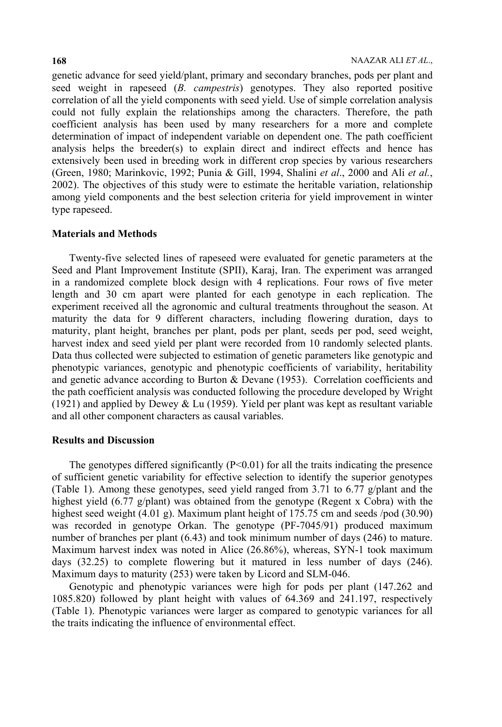genetic advance for seed yield/plant, primary and secondary branches, pods per plant and seed weight in rapeseed (*B. campestris*) genotypes. They also reported positive correlation of all the yield components with seed yield. Use of simple correlation analysis could not fully explain the relationships among the characters. Therefore, the path coefficient analysis has been used by many researchers for a more and complete determination of impact of independent variable on dependent one. The path coefficient analysis helps the breeder(s) to explain direct and indirect effects and hence has extensively been used in breeding work in different crop species by various researchers (Green, 1980; Marinkovic, 1992; Punia & Gill, 1994, Shalini *et al*., 2000 and Ali *et al.*, 2002). The objectives of this study were to estimate the heritable variation, relationship among yield components and the best selection criteria for yield improvement in winter type rapeseed.

## Materials and Methods

Twenty-five selected lines of rapeseed were evaluated for genetic parameters at the Seed and Plant Improvement Institute (SPII), Karaj, Iran. The experiment was arranged in a randomized complete block design with 4 replications. Four rows of five meter length and 30 cm apart were planted for each genotype in each replication. The experiment received all the agronomic and cultural treatments throughout the season. At maturity the data for 9 different characters, including flowering duration, days to maturity, plant height, branches per plant, pods per plant, seeds per pod, seed weight, harvest index and seed yield per plant were recorded from 10 randomly selected plants. Data thus collected were subjected to estimation of genetic parameters like genotypic and phenotypic variances, genotypic and phenotypic coefficients of variability, heritability and genetic advance according to Burton & Devane (1953). Correlation coefficients and the path coefficient analysis was conducted following the procedure developed by Wright (1921) and applied by Dewey & Lu (1959). Yield per plant was kept as resultant variable and all other component characters as causal variables.

## Results and Discussion

The genotypes differed significantly ($P<0.01$) for all the traits indicating the presence of sufficient genetic variability for effective selection to identify the superior genotypes (Table 1). Among these genotypes, seed yield ranged from 3.71 to 6.77 g/plant and the highest yield (6.77 g/plant) was obtained from the genotype (Regent x Cobra) with the highest seed weight (4.01 g). Maximum plant height of 175.75 cm and seeds /pod (30.90) was recorded in genotype Orkan. The genotype (PF-7045/91) produced maximum number of branches per plant (6.43) and took minimum number of days (246) to mature. Maximum harvest index was noted in Alice (26.86%), whereas, SYN-1 took maximum days (32.25) to complete flowering but it matured in less number of days (246). Maximum days to maturity (253) were taken by Licord and SLM-046.

Genotypic and phenotypic variances were high for pods per plant (147.262 and 1085.820) followed by plant height with values of 64.369 and 241.197, respectively (Table 1). Phenotypic variances were larger as compared to genotypic variances for all the traits indicating the influence of environmental effect.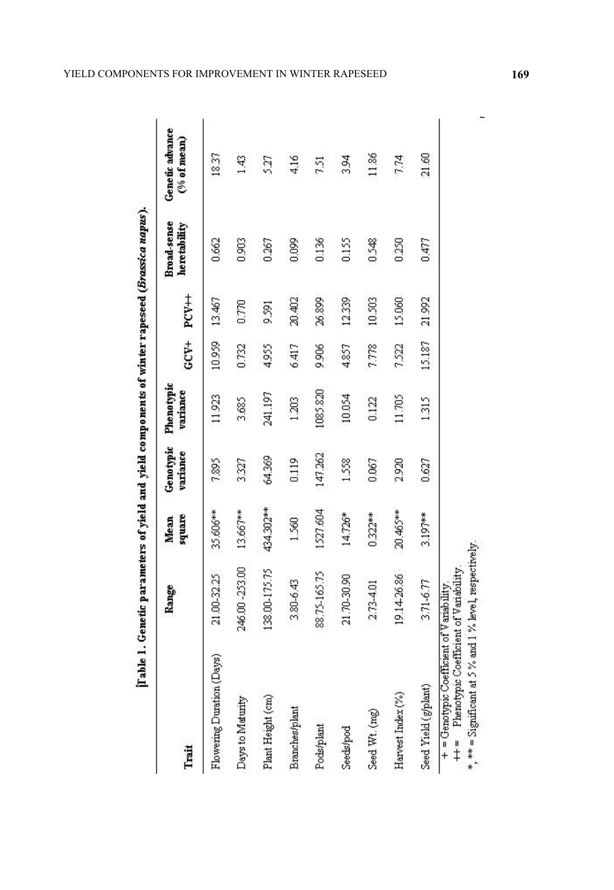Table 1. Genetic parameters of yield and yield components of winter rapeseed (*Brassica napus*).

| Trait | Range | Mean square | Genotypic variance | Phenotypic variance | GCV+ | PCV++ | Broad-sense heretability | Genetic advance (% of mean) |
|---|---|---|---|---|---|---|---|---|
| Flowering Duration (Days) | 21.00-32.25 | 35.606** | 7.895 | 11.923 | 10.959 | 13.467 | 0.662 | 18.37 |
| Days to Maturity | 246.00 -253.00 | 13.667** | 3.327 | 3.685 | 0.732 | 0.770 | 0.903 | 1.43 |
| Plant Height (cm) | 138.00-175.75 | 434.302** | 64.369 | 241.197 | 4.955 | 9.591 | 0.267 | 5.27 |
| Branches/plant | 3.80-6.43 | 1.560 | 0.119 | 1.203 | 6.417 | 20.402 | 0.099 | 4.16 |
| Pods/plant | 88.75-165.75 | 1527.604 | 147.262 | 1085.820 | 9.906 | 26.899 | 0.136 | 7.51 |
| Seeds/pod | 21.70-30.90 | 14.726* | 1.558 | 10.054 | 4.857 | 12.339 | 0.155 | 3.94 |
| Seed Wt. (mg) | 2.73-4.01 | 0.322** | 0.067 | 0.122 | 7.778 | 10.503 | 0.548 | 11.86 |
| Harvest Index (%) | 19.14-26.86 | 20.465** | 2.920 | 11.705 | 7.522 | 15.060 | 0.250 | 7.74 |
| Seed Yield (g/plant) | 3.71-6.77 | 3.197** | 0.627 | 1.315 | 15.187 | 21.992 | 0.477 | 21.60 |

+ = Genotypic Coefficient of Variability.
++ = Phenotypic Coefficient of Variability.
*, ** = Significant at 5 % and 1 % level, respectively.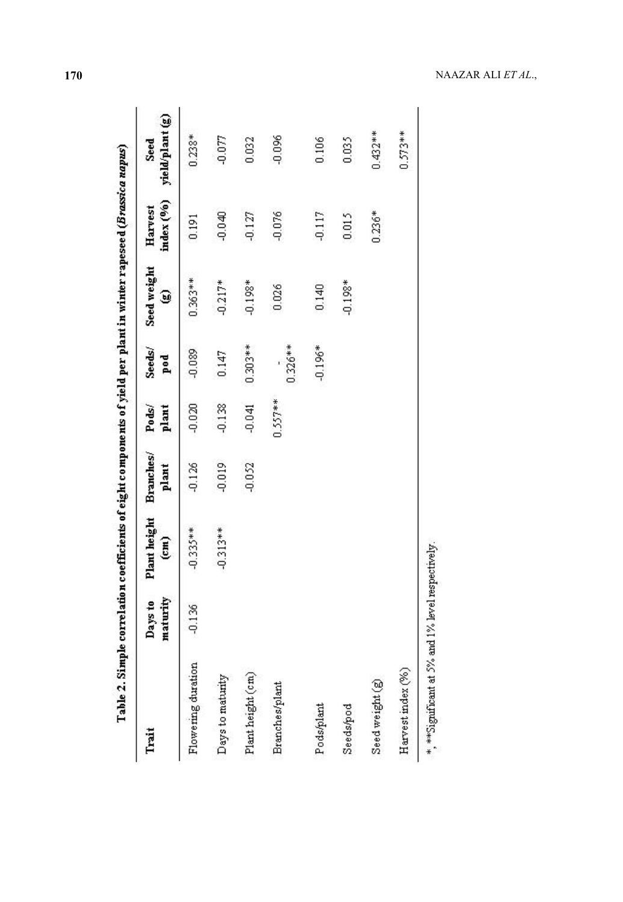Table 2. Simple correlation coefficients of eight components of yield per plant in winter rapeseed (*Brassica napus*)

| Trait | Days to maturity | Plant height (cm) | Branches/ plant | Pods/ plant | Seeds/ pod | Seed weight (g) | Harvest index (%) | Seed yield/plant (g) |
|---|---|---|---|---|---|---|---|---|
| Flowering duration | -0.136 | -0.335** | -0.126 | -0.020 | -0.089 | 0.363** | 0.191 | 0.238* |
| Days to maturity | | -0.313** | -0.019 | -0.138 | 0.147 | -0.217* | -0.040 | -0.077 |
| Plant height (cm) | | | -0.052 | -0.041 | 0.303** | -0.198* | -0.127 | 0.032 |
| Branches/plant | | | | 0.557** | -0.326** | 0.026 | -0.076 | -0.096 |
| Pods/plant | | | | | -0.196* | 0.140 | -0.117 | 0.106 |
| Seeds/pod | | | | | | -0.198* | 0.015 | 0.035 |
| Seed weight (g) | | | | | | | 0.236* | 0.432** |
| Harvest index (%) | | | | | | | | 0.573** |

*, **Significant at 5% and 1% level respectively.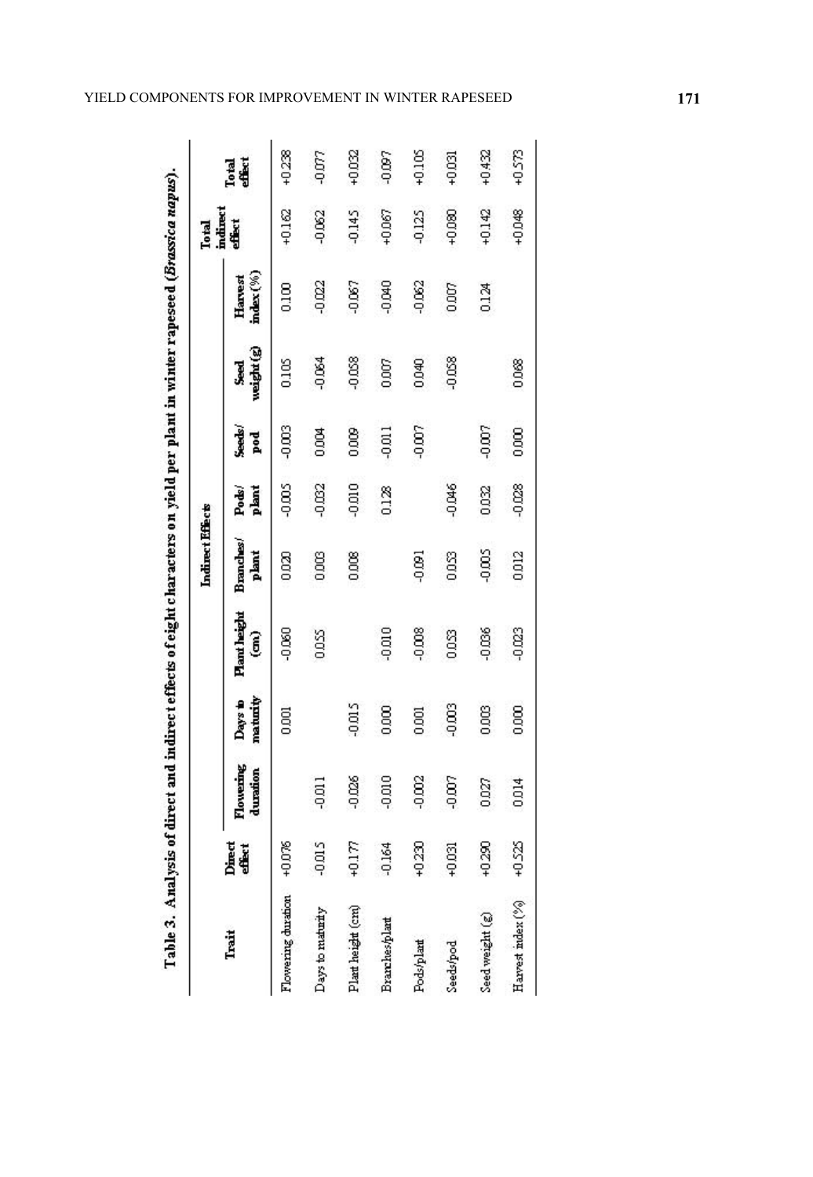**Table 3. Analysis of direct and indirect effects of eight characters on yield per plant in winter rapeseed (*Brassica napus*).**

| Trait | Direct effect | Indirect Effects | | | | | | | | Total indirect effect | Total effect |
|---|---|---|---|---|---|---|---|---|---|---|---|
| | | Flowering duration | Days to maturity | Plant height (cm) | Branches/ plant | Pods/ plant | Seeds/ pod | Seed weight (g) | Harvest index (%) | | |
| Flowering duration | +0.076 | | 0.001 | -0.060 | 0.020 | -0.005 | -0.003 | 0.105 | 0.100 | +0.162 | +0.238 |
| Days to maturity | -0.015 | -0.011 | | 0.055 | 0.003 | -0.032 | 0.004 | -0.064 | -0.022 | -0.062 | -0.077 |
| Plant height (cm) | +0.177 | -0.026 | -0.015 | | 0.008 | -0.010 | 0.009 | -0.058 | -0.067 | -0.145 | +0.032 |
| Branches/plant | -0.164 | -0.010 | 0.000 | -0.010 | | 0.128 | -0.011 | 0.007 | -0.040 | +0.067 | -0.097 |
| Pods/plant | +0.230 | -0.002 | 0.001 | -0.008 | -0.091 | | -0.007 | 0.040 | -0.062 | -0.125 | +0.105 |
| Seeds/pod | +0.031 | -0.007 | -0.003 | 0.053 | 0.053 | -0.046 | | -0.058 | 0.007 | +0.080 | +0.031 |
| Seed weight (g) | +0.290 | 0.027 | 0.003 | -0.036 | -0.005 | 0.032 | -0.007 | | 0.124 | +0.142 | +0.432 |
| Harvest index (%) | +0.525 | 0.014 | 0.000 | -0.023 | 0.012 | -0.028 | 0.000 | 0.068 | | +0.048 | +0.573 |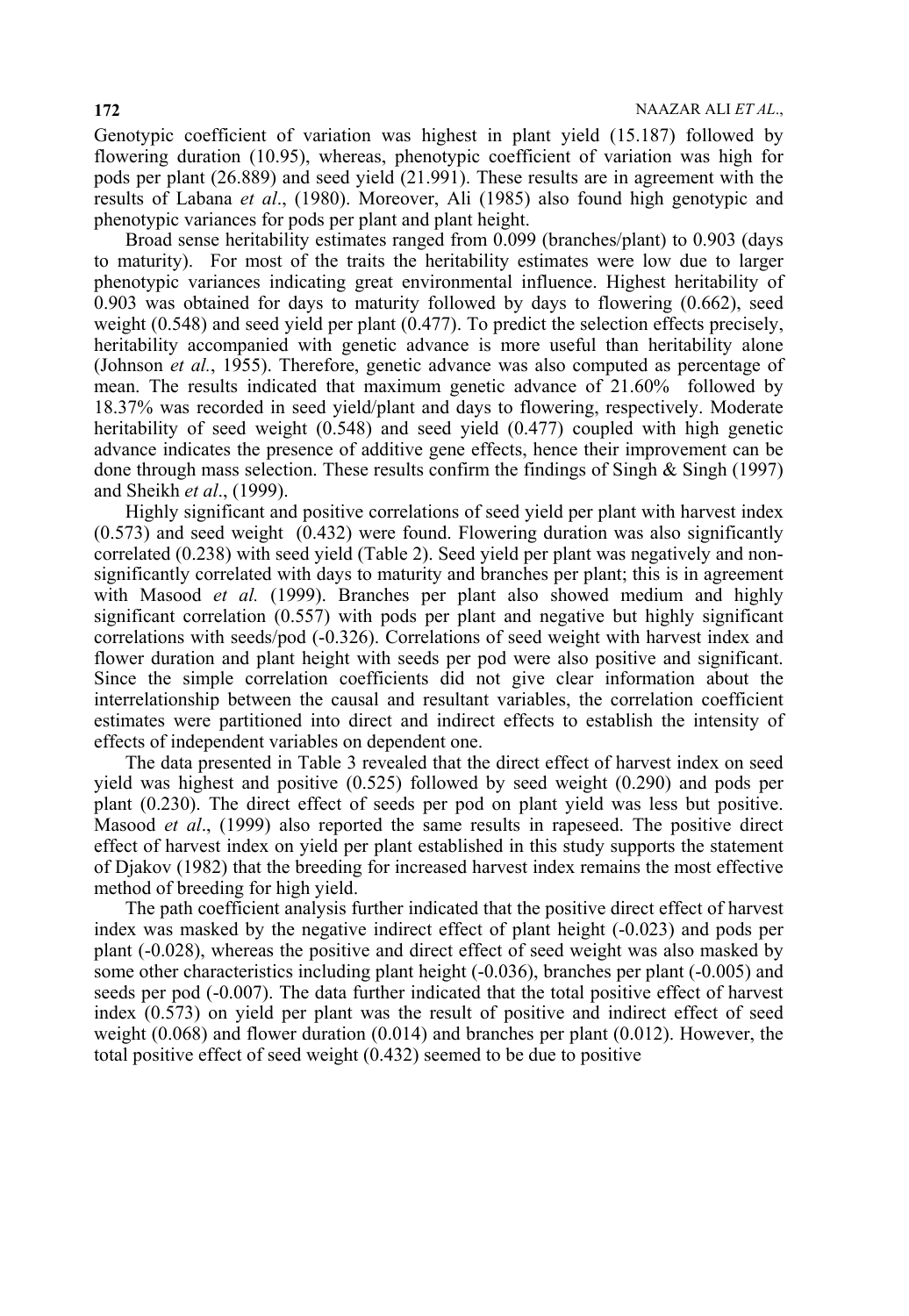Genotypic coefficient of variation was highest in plant yield (15.187) followed by flowering duration (10.95), whereas, phenotypic coefficient of variation was high for pods per plant (26.889) and seed yield (21.991). These results are in agreement with the results of Labana *et al*., (1980). Moreover, Ali (1985) also found high genotypic and phenotypic variances for pods per plant and plant height.

Broad sense heritability estimates ranged from 0.099 (branches/plant) to 0.903 (days to maturity). For most of the traits the heritability estimates were low due to larger phenotypic variances indicating great environmental influence. Highest heritability of 0.903 was obtained for days to maturity followed by days to flowering (0.662), seed weight (0.548) and seed yield per plant (0.477). To predict the selection effects precisely, heritability accompanied with genetic advance is more useful than heritability alone (Johnson *et al.*, 1955). Therefore, genetic advance was also computed as percentage of mean. The results indicated that maximum genetic advance of 21.60% followed by 18.37% was recorded in seed yield/plant and days to flowering, respectively. Moderate heritability of seed weight (0.548) and seed yield (0.477) coupled with high genetic advance indicates the presence of additive gene effects, hence their improvement can be done through mass selection. These results confirm the findings of Singh & Singh (1997) and Sheikh *et al*., (1999).

Highly significant and positive correlations of seed yield per plant with harvest index (0.573) and seed weight (0.432) were found. Flowering duration was also significantly correlated (0.238) with seed yield (Table 2). Seed yield per plant was negatively and non-significantly correlated with days to maturity and branches per plant; this is in agreement with Masood *et al.* (1999). Branches per plant also showed medium and highly significant correlation (0.557) with pods per plant and negative but highly significant correlations with seeds/pod (-0.326). Correlations of seed weight with harvest index and flower duration and plant height with seeds per pod were also positive and significant. Since the simple correlation coefficients did not give clear information about the interrelationship between the causal and resultant variables, the correlation coefficient estimates were partitioned into direct and indirect effects to establish the intensity of effects of independent variables on dependent one.

The data presented in Table 3 revealed that the direct effect of harvest index on seed yield was highest and positive (0.525) followed by seed weight (0.290) and pods per plant (0.230). The direct effect of seeds per pod on plant yield was less but positive. Masood *et al*., (1999) also reported the same results in rapeseed. The positive direct effect of harvest index on yield per plant established in this study supports the statement of Djakov (1982) that the breeding for increased harvest index remains the most effective method of breeding for high yield.

The path coefficient analysis further indicated that the positive direct effect of harvest index was masked by the negative indirect effect of plant height (-0.023) and pods per plant (-0.028), whereas the positive and direct effect of seed weight was also masked by some other characteristics including plant height (-0.036), branches per plant (-0.005) and seeds per pod (-0.007). The data further indicated that the total positive effect of harvest index (0.573) on yield per plant was the result of positive and indirect effect of seed weight (0.068) and flower duration (0.014) and branches per plant (0.012). However, the total positive effect of seed weight (0.432) seemed to be due to positive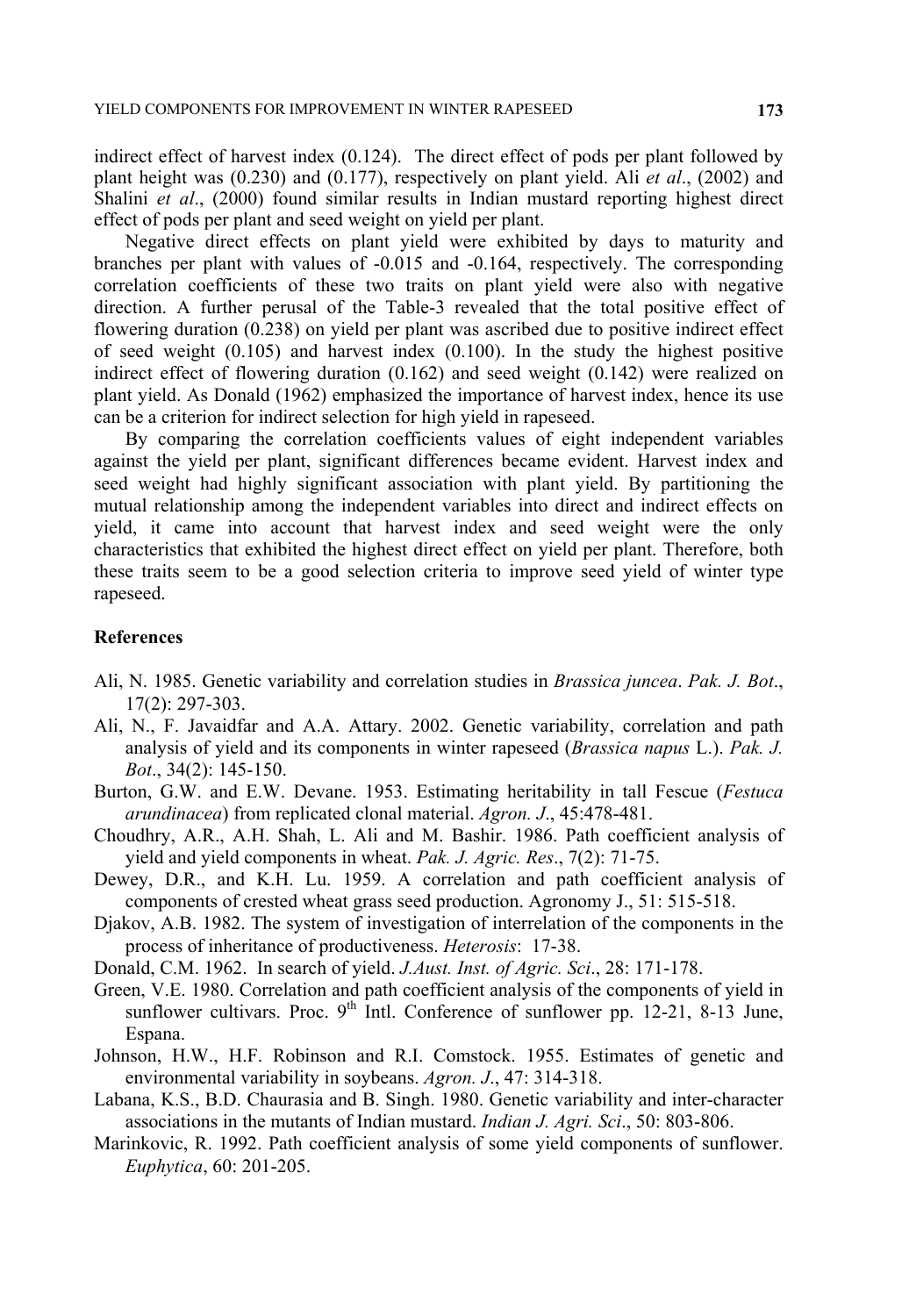indirect effect of harvest index (0.124). The direct effect of pods per plant followed by plant height was (0.230) and (0.177), respectively on plant yield. Ali *et al*., (2002) and Shalini *et al*., (2000) found similar results in Indian mustard reporting highest direct effect of pods per plant and seed weight on yield per plant.

Negative direct effects on plant yield were exhibited by days to maturity and branches per plant with values of -0.015 and -0.164, respectively. The corresponding correlation coefficients of these two traits on plant yield were also with negative direction. A further perusal of the Table-3 revealed that the total positive effect of flowering duration (0.238) on yield per plant was ascribed due to positive indirect effect of seed weight (0.105) and harvest index (0.100). In the study the highest positive indirect effect of flowering duration (0.162) and seed weight (0.142) were realized on plant yield. As Donald (1962) emphasized the importance of harvest index, hence its use can be a criterion for indirect selection for high yield in rapeseed.

By comparing the correlation coefficients values of eight independent variables against the yield per plant, significant differences became evident. Harvest index and seed weight had highly significant association with plant yield. By partitioning the mutual relationship among the independent variables into direct and indirect effects on yield, it came into account that harvest index and seed weight were the only characteristics that exhibited the highest direct effect on yield per plant. Therefore, both these traits seem to be a good selection criteria to improve seed yield of winter type rapeseed.

## References

Ali, N. 1985. Genetic variability and correlation studies in *Brassica juncea*. *Pak. J. Bot*., 17(2): 297-303.

Ali, N., F. Javaidfar and A.A. Attary. 2002. Genetic variability, correlation and path analysis of yield and its components in winter rapeseed (*Brassica napus* L.). *Pak. J. Bot*., 34(2): 145-150.

Burton, G.W. and E.W. Devane. 1953. Estimating heritability in tall Fescue (*Festuca arundinacea*) from replicated clonal material. *Agron. J*., 45:478-481.

Choudhry, A.R., A.H. Shah, L. Ali and M. Bashir. 1986. Path coefficient analysis of yield and yield components in wheat. *Pak. J. Agric. Res*., 7(2): 71-75.

Dewey, D.R., and K.H. Lu. 1959. A correlation and path coefficient analysis of components of crested wheat grass seed production. Agronomy J., 51: 515-518.

Djakov, A.B. 1982. The system of investigation of interrelation of the components in the process of inheritance of productiveness. *Heterosis*: 17-38.

Donald, C.M. 1962. In search of yield. *J.Aust. Inst. of Agric. Sci*., 28: 171-178.

Green, V.E. 1980. Correlation and path coefficient analysis of the components of yield in sunflower cultivars. Proc. 9th Intl. Conference of sunflower pp. 12-21, 8-13 June, Espana.

Johnson, H.W., H.F. Robinson and R.I. Comstock. 1955. Estimates of genetic and environmental variability in soybeans. *Agron. J*., 47: 314-318.

Labana, K.S., B.D. Chaurasia and B. Singh. 1980. Genetic variability and inter-character associations in the mutants of Indian mustard. *Indian J. Agri. Sci*., 50: 803-806.

Marinkovic, R. 1992. Path coefficient analysis of some yield components of sunflower. *Euphytica*, 60: 201-205.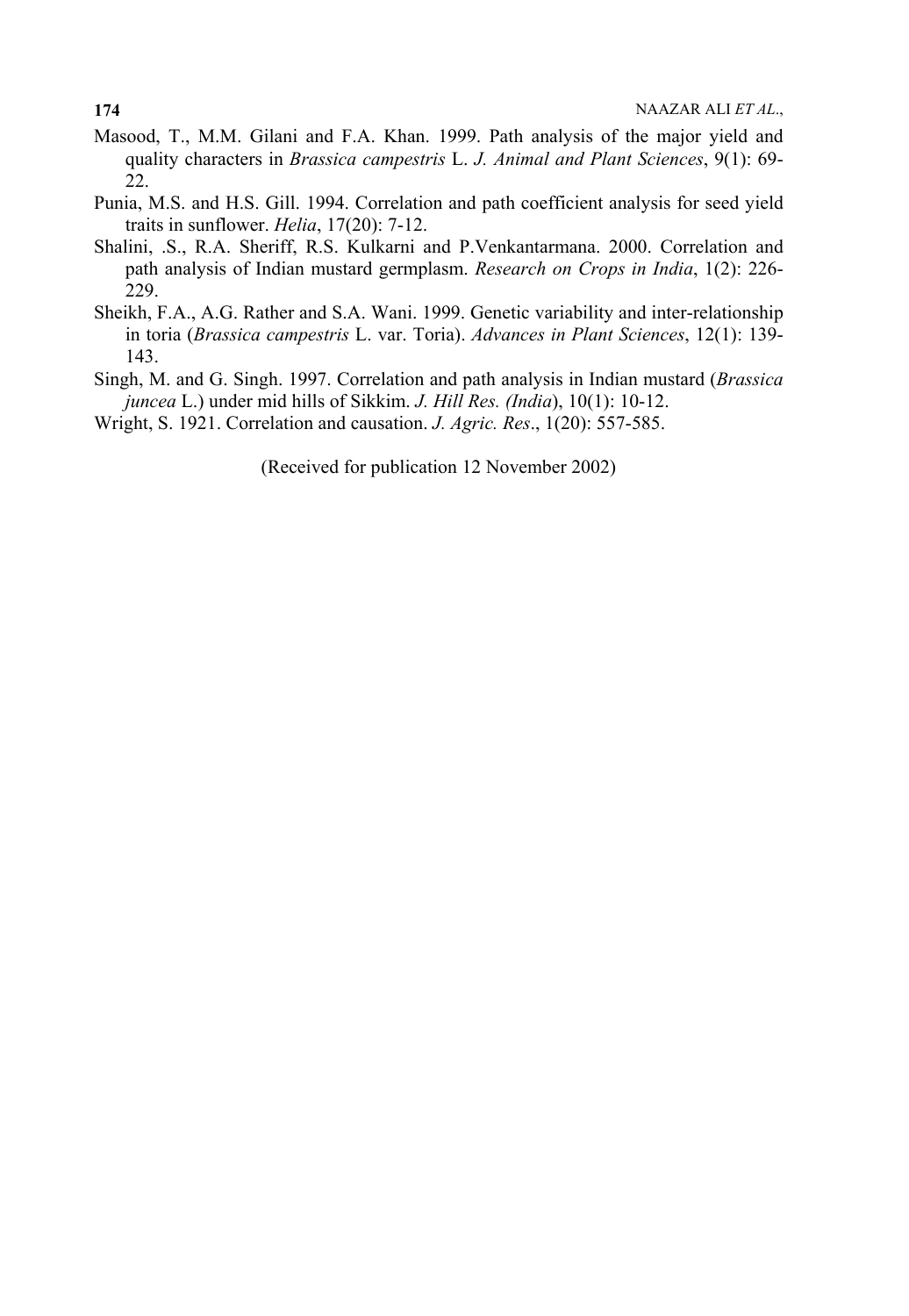Masood, T., M.M. Gilani and F.A. Khan. 1999. Path analysis of the major yield and quality characters in *Brassica campestris* L. *J. Animal and Plant Sciences*, 9(1): 69-22.

Punia, M.S. and H.S. Gill. 1994. Correlation and path coefficient analysis for seed yield traits in sunflower. *Helia*, 17(20): 7-12.

Shalini, .S., R.A. Sheriff, R.S. Kulkarni and P.Venkantarmana. 2000. Correlation and path analysis of Indian mustard germplasm. *Research on Crops in India*, 1(2): 226-229.

Sheikh, F.A., A.G. Rather and S.A. Wani. 1999. Genetic variability and inter-relationship in toria (*Brassica campestris* L. var. Toria). *Advances in Plant Sciences*, 12(1): 139-143.

Singh, M. and G. Singh. 1997. Correlation and path analysis in Indian mustard (*Brassica juncea* L.) under mid hills of Sikkim. *J. Hill Res. (India)*, 10(1): 10-12.

Wright, S. 1921. Correlation and causation. *J. Agric. Res*., 1(20): 557-585.

(Received for publication 12 November 2002)